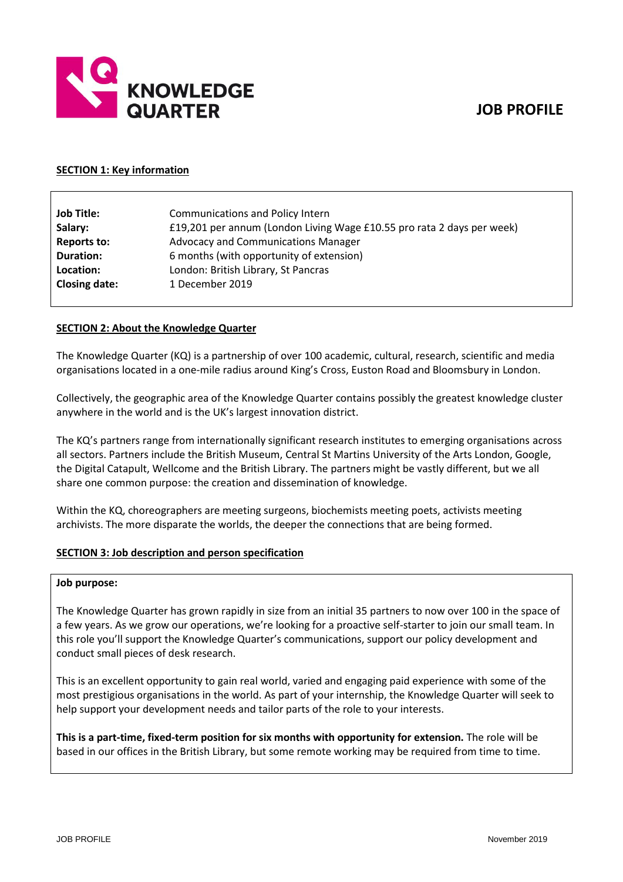KNOWLEDGE QUARTER

# JOB PROFILE

## SECTION 1: Key information

| | |
|---|---|
| **Job Title:** | Communications and Policy Intern |
| **Salary:** | £19,201 per annum (London Living Wage £10.55 pro rata 2 days per week) |
| **Reports to:** | Advocacy and Communications Manager |
| **Duration:** | 6 months (with opportunity of extension) |
| **Location:** | London: British Library, St Pancras |
| **Closing date:** | 1 December 2019 |

## SECTION 2: About the Knowledge Quarter

The Knowledge Quarter (KQ) is a partnership of over 100 academic, cultural, research, scientific and media organisations located in a one-mile radius around King's Cross, Euston Road and Bloomsbury in London.

Collectively, the geographic area of the Knowledge Quarter contains possibly the greatest knowledge cluster anywhere in the world and is the UK's largest innovation district.

The KQ's partners range from internationally significant research institutes to emerging organisations across all sectors. Partners include the British Museum, Central St Martins University of the Arts London, Google, the Digital Catapult, Wellcome and the British Library. The partners might be vastly different, but we all share one common purpose: the creation and dissemination of knowledge.

Within the KQ, choreographers are meeting surgeons, biochemists meeting poets, activists meeting archivists. The more disparate the worlds, the deeper the connections that are being formed.

## SECTION 3: Job description and person specification

**Job purpose:**

The Knowledge Quarter has grown rapidly in size from an initial 35 partners to now over 100 in the space of a few years. As we grow our operations, we're looking for a proactive self-starter to join our small team. In this role you'll support the Knowledge Quarter's communications, support our policy development and conduct small pieces of desk research.

This is an excellent opportunity to gain real world, varied and engaging paid experience with some of the most prestigious organisations in the world. As part of your internship, the Knowledge Quarter will seek to help support your development needs and tailor parts of the role to your interests.

**This is a part-time, fixed-term position for six months with opportunity for extension.** The role will be based in our offices in the British Library, but some remote working may be required from time to time.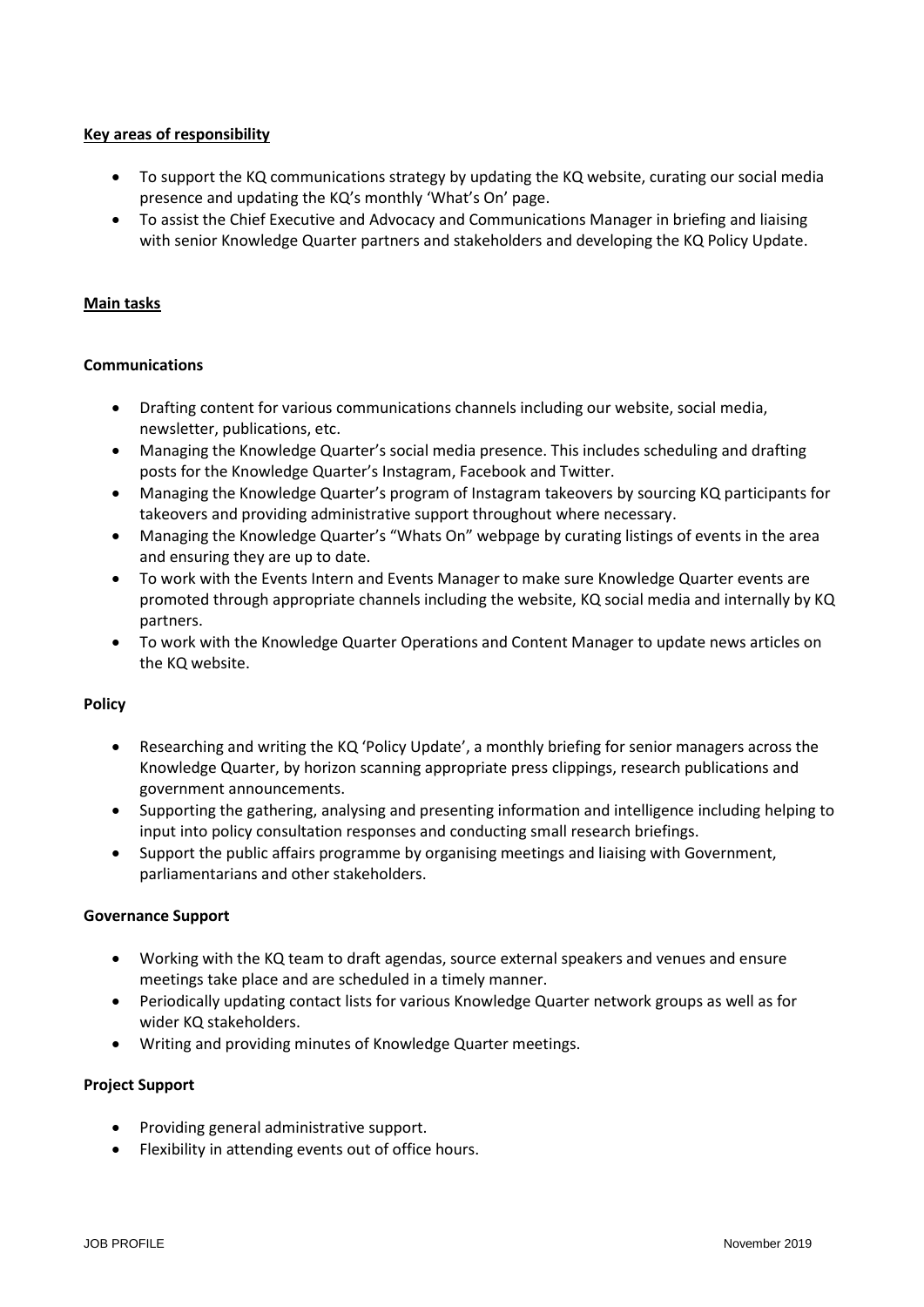**<u>Key areas of responsibility</u>**

- To support the KQ communications strategy by updating the KQ website, curating our social media presence and updating the KQ's monthly 'What's On' page.
- To assist the Chief Executive and Advocacy and Communications Manager in briefing and liaising with senior Knowledge Quarter partners and stakeholders and developing the KQ Policy Update.

**<u>Main tasks</u>**

**Communications**

- Drafting content for various communications channels including our website, social media, newsletter, publications, etc.
- Managing the Knowledge Quarter's social media presence. This includes scheduling and drafting posts for the Knowledge Quarter's Instagram, Facebook and Twitter.
- Managing the Knowledge Quarter's program of Instagram takeovers by sourcing KQ participants for takeovers and providing administrative support throughout where necessary.
- Managing the Knowledge Quarter's "Whats On" webpage by curating listings of events in the area and ensuring they are up to date.
- To work with the Events Intern and Events Manager to make sure Knowledge Quarter events are promoted through appropriate channels including the website, KQ social media and internally by KQ partners.
- To work with the Knowledge Quarter Operations and Content Manager to update news articles on the KQ website.

**Policy**

- Researching and writing the KQ 'Policy Update', a monthly briefing for senior managers across the Knowledge Quarter, by horizon scanning appropriate press clippings, research publications and government announcements.
- Supporting the gathering, analysing and presenting information and intelligence including helping to input into policy consultation responses and conducting small research briefings.
- Support the public affairs programme by organising meetings and liaising with Government, parliamentarians and other stakeholders.

**Governance Support**

- Working with the KQ team to draft agendas, source external speakers and venues and ensure meetings take place and are scheduled in a timely manner.
- Periodically updating contact lists for various Knowledge Quarter network groups as well as for wider KQ stakeholders.
- Writing and providing minutes of Knowledge Quarter meetings.

**Project Support**

- Providing general administrative support.
- Flexibility in attending events out of office hours.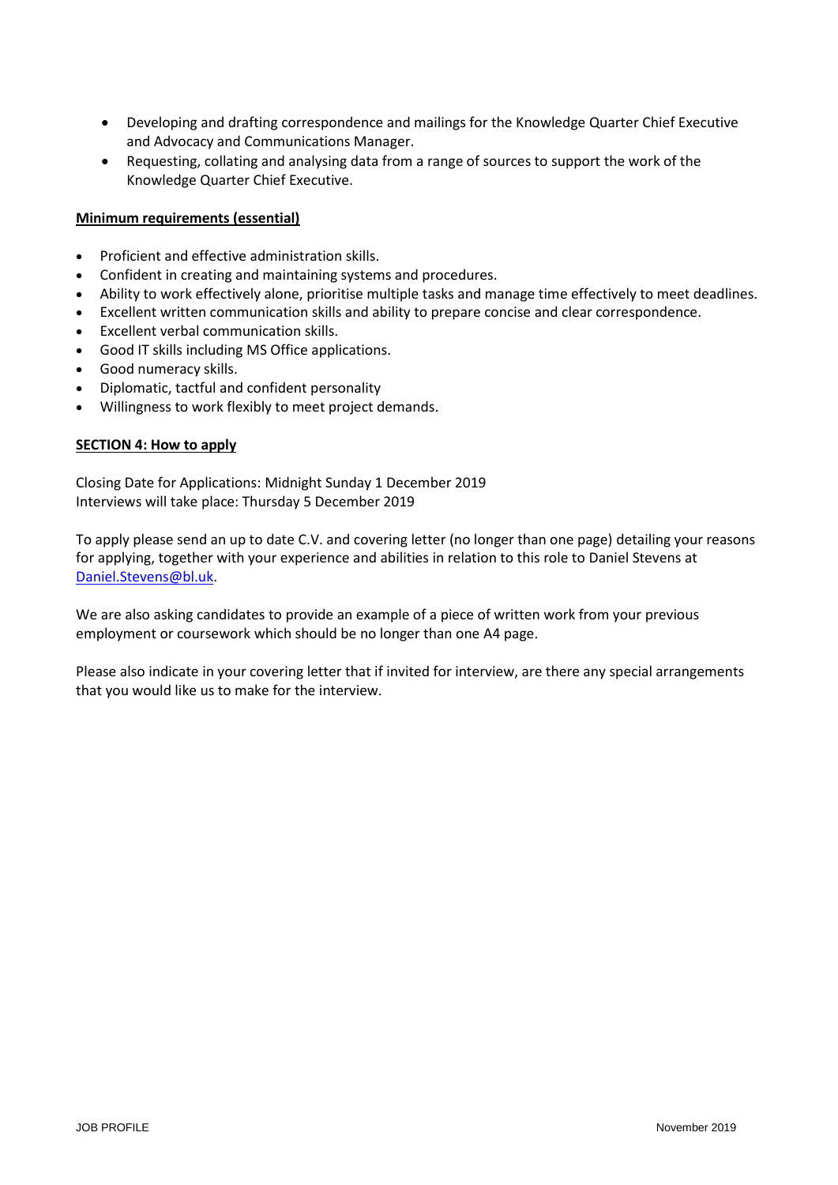- Developing and drafting correspondence and mailings for the Knowledge Quarter Chief Executive and Advocacy and Communications Manager.
- Requesting, collating and analysing data from a range of sources to support the work of the Knowledge Quarter Chief Executive.

**Minimum requirements (essential)**

- Proficient and effective administration skills.
- Confident in creating and maintaining systems and procedures.
- Ability to work effectively alone, prioritise multiple tasks and manage time effectively to meet deadlines.
- Excellent written communication skills and ability to prepare concise and clear correspondence.
- Excellent verbal communication skills.
- Good IT skills including MS Office applications.
- Good numeracy skills.
- Diplomatic, tactful and confident personality
- Willingness to work flexibly to meet project demands.

**SECTION 4: How to apply**

Closing Date for Applications: Midnight Sunday 1 December 2019
Interviews will take place: Thursday 5 December 2019

To apply please send an up to date C.V. and covering letter (no longer than one page) detailing your reasons for applying, together with your experience and abilities in relation to this role to Daniel Stevens at Daniel.Stevens@bl.uk.

We are also asking candidates to provide an example of a piece of written work from your previous employment or coursework which should be no longer than one A4 page.

Please also indicate in your covering letter that if invited for interview, are there any special arrangements that you would like us to make for the interview.